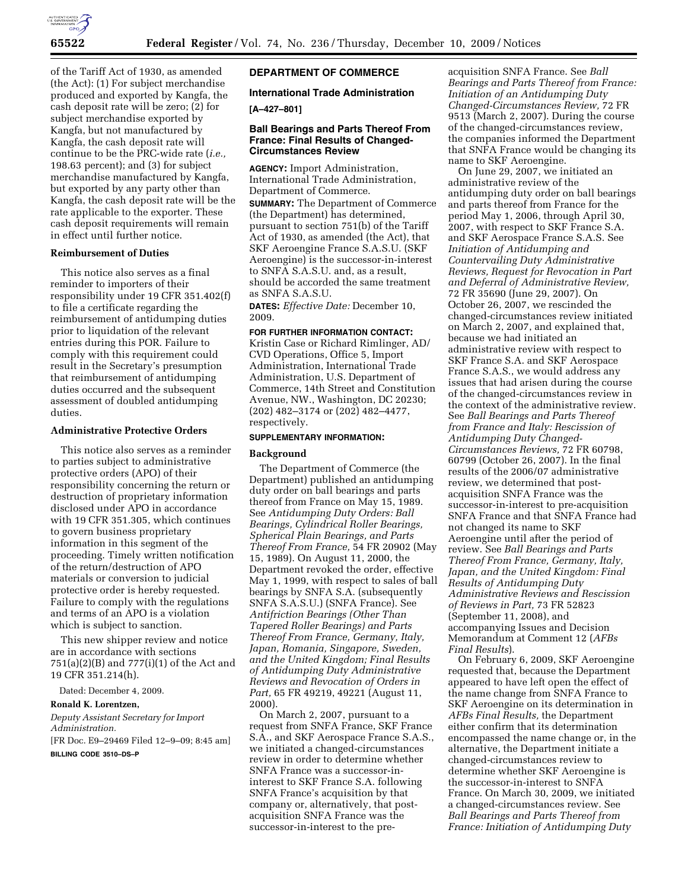of the Tariff Act of 1930, as amended (the Act): (1) For subject merchandise produced and exported by Kangfa, the cash deposit rate will be zero; (2) for subject merchandise exported by Kangfa, but not manufactured by Kangfa, the cash deposit rate will continue to be the PRC-wide rate (*i.e.,* 198.63 percent); and (3) for subject merchandise manufactured by Kangfa, but exported by any party other than Kangfa, the cash deposit rate will be the rate applicable to the exporter. These cash deposit requirements will remain in effect until further notice.

**Reimbursement of Duties**

This notice also serves as a final reminder to importers of their responsibility under 19 CFR 351.402(f) to file a certificate regarding the reimbursement of antidumping duties prior to liquidation of the relevant entries during this POR. Failure to comply with this requirement could result in the Secretary's presumption that reimbursement of antidumping duties occurred and the subsequent assessment of doubled antidumping duties.

**Administrative Protective Orders**

This notice also serves as a reminder to parties subject to administrative protective orders (APO) of their responsibility concerning the return or destruction of proprietary information disclosed under APO in accordance with 19 CFR 351.305, which continues to govern business proprietary information in this segment of the proceeding. Timely written notification of the return/destruction of APO materials or conversion to judicial protective order is hereby requested. Failure to comply with the regulations and terms of an APO is a violation which is subject to sanction.

This new shipper review and notice are in accordance with sections 751(a)(2)(B) and 777(i)(1) of the Act and 19 CFR 351.214(h).

Dated: December 4, 2009.

**Ronald K. Lorentzen,**

*Deputy Assistant Secretary for Import Administration.*

[FR Doc. E9–29469 Filed 12–9–09; 8:45 am]

**BILLING CODE 3510–DS–P**

## DEPARTMENT OF COMMERCE

### International Trade Administration

**[A–427–801]**

### Ball Bearings and Parts Thereof From France: Final Results of Changed-Circumstances Review

**AGENCY:** Import Administration, International Trade Administration, Department of Commerce.

**SUMMARY:** The Department of Commerce (the Department) has determined, pursuant to section 751(b) of the Tariff Act of 1930, as amended (the Act), that SKF Aeroengine France S.A.S.U. (SKF Aeroengine) is the successor-in-interest to SNFA S.A.S.U. and, as a result, should be accorded the same treatment as SNFA S.A.S.U.

**DATES:** *Effective Date:* December 10, 2009.

**FOR FURTHER INFORMATION CONTACT:** Kristin Case or Richard Rimlinger, AD/CVD Operations, Office 5, Import Administration, International Trade Administration, U.S. Department of Commerce, 14th Street and Constitution Avenue, NW., Washington, DC 20230; (202) 482–3174 or (202) 482–4477, respectively.

**SUPPLEMENTARY INFORMATION:**

**Background**

The Department of Commerce (the Department) published an antidumping duty order on ball bearings and parts thereof from France on May 15, 1989. See *Antidumping Duty Orders: Ball Bearings, Cylindrical Roller Bearings, Spherical Plain Bearings, and Parts Thereof From France,* 54 FR 20902 (May 15, 1989). On August 11, 2000, the Department revoked the order, effective May 1, 1999, with respect to sales of ball bearings by SNFA S.A. (subsequently SNFA S.A.S.U.) (SNFA France). See *Antifriction Bearings (Other Than Tapered Roller Bearings) and Parts Thereof From France, Germany, Italy, Japan, Romania, Singapore, Sweden, and the United Kingdom; Final Results of Antidumping Duty Administrative Reviews and Revocation of Orders in Part,* 65 FR 49219, 49221 (August 11, 2000).

On March 2, 2007, pursuant to a request from SNFA France, SKF France S.A., and SKF Aerospace France S.A.S., we initiated a changed-circumstances review in order to determine whether SNFA France was a successor-in-interest to SKF France S.A. following SNFA France's acquisition by that company or, alternatively, that post-acquisition SNFA France was the successor-in-interest to the pre-acquisition SNFA France. See *Ball Bearings and Parts Thereof from France: Initiation of an Antidumping Duty Changed-Circumstances Review,* 72 FR 9513 (March 2, 2007). During the course of the changed-circumstances review, the companies informed the Department that SNFA France would be changing its name to SKF Aeroengine.

On June 29, 2007, we initiated an administrative review of the antidumping duty order on ball bearings and parts thereof from France for the period May 1, 2006, through April 30, 2007, with respect to SKF France S.A. and SKF Aerospace France S.A.S. See *Initiation of Antidumping and Countervailing Duty Administrative Reviews, Request for Revocation in Part and Deferral of Administrative Review,* 72 FR 35690 (June 29, 2007). On October 26, 2007, we rescinded the changed-circumstances review initiated on March 2, 2007, and explained that, because we had initiated an administrative review with respect to SKF France S.A. and SKF Aerospace France S.A.S., we would address any issues that had arisen during the course of the changed-circumstances review in the context of the administrative review. See *Ball Bearings and Parts Thereof from France and Italy: Rescission of Antidumping Duty Changed-Circumstances Reviews,* 72 FR 60798, 60799 (October 26, 2007). In the final results of the 2006/07 administrative review, we determined that post-acquisition SNFA France was the successor-in-interest to pre-acquisition SNFA France and that SNFA France had not changed its name to SKF Aeroengine until after the period of review. See *Ball Bearings and Parts Thereof From France, Germany, Italy, Japan, and the United Kingdom: Final Results of Antidumping Duty Administrative Reviews and Rescission of Reviews in Part,* 73 FR 52823 (September 11, 2008), and accompanying Issues and Decision Memorandum at Comment 12 (*AFBs Final Results*).

On February 6, 2009, SKF Aeroengine requested that, because the Department appeared to have left open the effect of the name change from SNFA France to SKF Aeroengine on its determination in *AFBs Final Results,* the Department either confirm that its determination encompassed the name change or, in the alternative, the Department initiate a changed-circumstances review to determine whether SKF Aeroengine is the successor-in-interest to SNFA France. On March 30, 2009, we initiated a changed-circumstances review. See *Ball Bearings and Parts Thereof from France: Initiation of Antidumping Duty*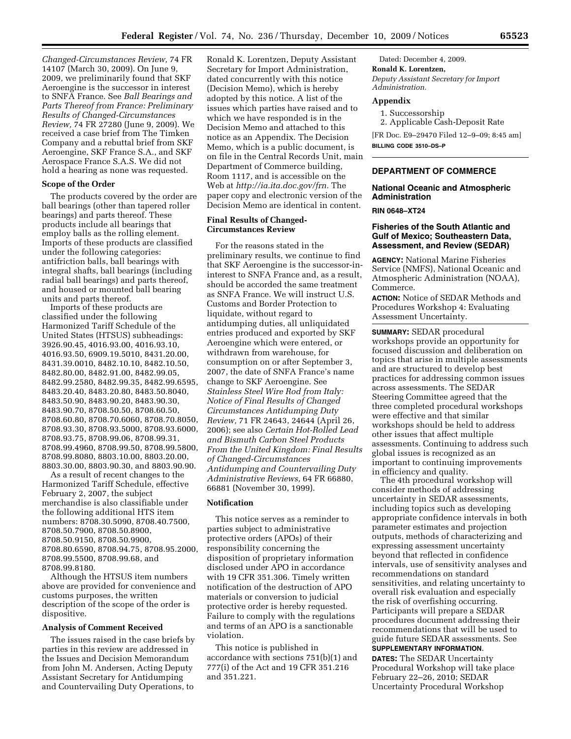*Changed-Circumstances Review,* 74 FR 14107 (March 30, 2009). On June 9, 2009, we preliminarily found that SKF Aeroengine is the successor in interest to SNFA France. See *Ball Bearings and Parts Thereof from France: Preliminary Results of Changed-Circumstances Review,* 74 FR 27280 (June 9, 2009). We received a case brief from The Timken Company and a rebuttal brief from SKF Aeroengine, SKF France S.A., and SKF Aerospace France S.A.S. We did not hold a hearing as none was requested.

**Scope of the Order**

The products covered by the order are ball bearings (other than tapered roller bearings) and parts thereof. These products include all bearings that employ balls as the rolling element. Imports of these products are classified under the following categories: antifriction balls, ball bearings with integral shafts, ball bearings (including radial ball bearings) and parts thereof, and housed or mounted ball bearing units and parts thereof.

Imports of these products are classified under the following Harmonized Tariff Schedule of the United States (HTSUS) subheadings: 3926.90.45, 4016.93.00, 4016.93.10, 4016.93.50, 6909.19.5010, 8431.20.00, 8431.39.0010, 8482.10.10, 8482.10.50, 8482.80.00, 8482.91.00, 8482.99.05, 8482.99.2580, 8482.99.35, 8482.99.6595, 8483.20.40, 8483.20.80, 8483.50.8040, 8483.50.90, 8483.90.20, 8483.90.30, 8483.90.70, 8708.50.50, 8708.60.50, 8708.60.80, 8708.70.6060, 8708.70.8050, 8708.93.30, 8708.93.5000, 8708.93.6000, 8708.93.75, 8708.99.06, 8708.99.31, 8708.99.4960, 8708.99.50, 8708.99.5800, 8708.99.8080, 8803.10.00, 8803.20.00, 8803.30.00, 8803.90.30, and 8803.90.90.

As a result of recent changes to the Harmonized Tariff Schedule, effective February 2, 2007, the subject merchandise is also classifiable under the following additional HTS item numbers: 8708.30.5090, 8708.40.7500, 8708.50.7900, 8708.50.8900, 8708.50.9150, 8708.50.9900, 8708.80.6590, 8708.94.75, 8708.95.2000, 8708.99.5500, 8708.99.68, and 8708.99.8180.

Although the HTSUS item numbers above are provided for convenience and customs purposes, the written description of the scope of the order is dispositive.

**Analysis of Comment Received**

The issues raised in the case briefs by parties in this review are addressed in the Issues and Decision Memorandum from John M. Andersen, Acting Deputy Assistant Secretary for Antidumping and Countervailing Duty Operations, to Ronald K. Lorentzen, Deputy Assistant Secretary for Import Administration, dated concurrently with this notice (Decision Memo), which is hereby adopted by this notice. A list of the issues which parties have raised and to which we have responded is in the Decision Memo and attached to this notice as an Appendix. The Decision Memo, which is a public document, is on file in the Central Records Unit, main Department of Commerce building, Room 1117, and is accessible on the Web at *http://ia.ita.doc.gov/frn.* The paper copy and electronic version of the Decision Memo are identical in content.

**Final Results of Changed-Circumstances Review**

For the reasons stated in the preliminary results, we continue to find that SKF Aeroengine is the successor-in-interest to SNFA France and, as a result, should be accorded the same treatment as SNFA France. We will instruct U.S. Customs and Border Protection to liquidate, without regard to antidumping duties, all unliquidated entries produced and exported by SKF Aeroengine which were entered, or withdrawn from warehouse, for consumption on or after September 3, 2007, the date of SNFA France's name change to SKF Aeroengine. See *Stainless Steel Wire Rod from Italy: Notice of Final Results of Changed Circumstances Antidumping Duty Review,* 71 FR 24643, 24644 (April 26, 2006); see also *Certain Hot-Rolled Lead and Bismuth Carbon Steel Products From the United Kingdom: Final Results of Changed-Circumstances Antidumping and Countervailing Duty Administrative Reviews,* 64 FR 66880, 66881 (November 30, 1999).

**Notification**

This notice serves as a reminder to parties subject to administrative protective orders (APOs) of their responsibility concerning the disposition of proprietary information disclosed under APO in accordance with 19 CFR 351.306. Timely written notification of the destruction of APO materials or conversion to judicial protective order is hereby requested. Failure to comply with the regulations and terms of an APO is a sanctionable violation.

This notice is published in accordance with sections 751(b)(1) and 777(i) of the Act and 19 CFR 351.216 and 351.221.

Dated: December 4, 2009.

**Ronald K. Lorentzen,**

*Deputy Assistant Secretary for Import Administration.*

**Appendix**

1. Successorship
2. Applicable Cash-Deposit Rate

[FR Doc. E9–29470 Filed 12–9–09; 8:45 am]

**BILLING CODE 3510–DS–P**

## DEPARTMENT OF COMMERCE

### National Oceanic and Atmospheric Administration

**RIN 0648–XT24**

### Fisheries of the South Atlantic and Gulf of Mexico; Southeastern Data, Assessment, and Review (SEDAR)

**AGENCY:** National Marine Fisheries Service (NMFS), National Oceanic and Atmospheric Administration (NOAA), Commerce.

**ACTION:** Notice of SEDAR Methods and Procedures Workshop 4: Evaluating Assessment Uncertainty.

**SUMMARY:** SEDAR procedural workshops provide an opportunity for focused discussion and deliberation on topics that arise in multiple assessments and are structured to develop best practices for addressing common issues across assessments. The SEDAR Steering Committee agreed that the three completed procedural workshops were effective and that similar workshops should be held to address other issues that affect multiple assessments. Continuing to address such global issues is recognized as an important to continuing improvements in efficiency and quality.

The 4th procedural workshop will consider methods of addressing uncertainty in SEDAR assessments, including topics such as developing appropriate confidence intervals in both parameter estimates and projection outputs, methods of characterizing and expressing assessment uncertainty beyond that reflected in confidence intervals, use of sensitivity analyses and recommendations on standard sensitivities, and relating uncertainty to overall risk evaluation and especially the risk of overfishing occurring. Participants will prepare a SEDAR procedures document addressing their recommendations that will be used to guide future SEDAR assessments. See **SUPPLEMENTARY INFORMATION**.

**DATES:** The SEDAR Uncertainty Procedural Workshop will take place February 22–26, 2010; SEDAR Uncertainty Procedural Workshop